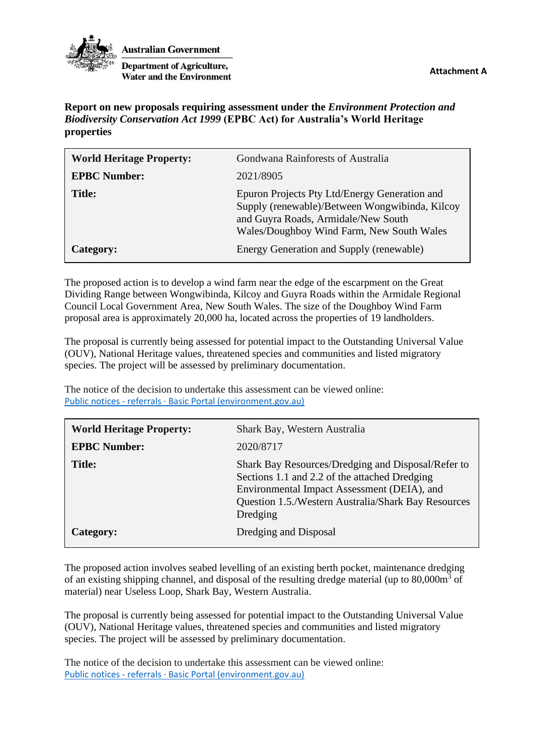Australian Government

Department of Agriculture, Water and the Environment

**Attachment A**

**Report on new proposals requiring assessment under the *Environment Protection and Biodiversity Conservation Act 1999* (EPBC Act) for Australia's World Heritage properties**

| **World Heritage Property:** | Gondwana Rainforests of Australia |
|---|---|
| **EPBC Number:** | 2021/8905 |
| **Title:** | Epuron Projects Pty Ltd/Energy Generation and Supply (renewable)/Between Wongwibinda, Kilcoy and Guyra Roads, Armidale/New South Wales/Doughboy Wind Farm, New South Wales |
| **Category:** | Energy Generation and Supply (renewable) |

The proposed action is to develop a wind farm near the edge of the escarpment on the Great Dividing Range between Wongwibinda, Kilcoy and Guyra Roads within the Armidale Regional Council Local Government Area, New South Wales. The size of the Doughboy Wind Farm proposal area is approximately 20,000 ha, located across the properties of 19 landholders.

The proposal is currently being assessed for potential impact to the Outstanding Universal Value (OUV), National Heritage values, threatened species and communities and listed migratory species. The project will be assessed by preliminary documentation.

The notice of the decision to undertake this assessment can be viewed online: Public notices - referrals · Basic Portal (environment.gov.au)

| **World Heritage Property:** | Shark Bay, Western Australia |
|---|---|
| **EPBC Number:** | 2020/8717 |
| **Title:** | Shark Bay Resources/Dredging and Disposal/Refer to Sections 1.1 and 2.2 of the attached Dredging Environmental Impact Assessment (DEIA), and Question 1.5./Western Australia/Shark Bay Resources Dredging |
| **Category:** | Dredging and Disposal |

The proposed action involves seabed levelling of an existing berth pocket, maintenance dredging of an existing shipping channel, and disposal of the resulting dredge material (up to 80,000m$^3$ of material) near Useless Loop, Shark Bay, Western Australia.

The proposal is currently being assessed for potential impact to the Outstanding Universal Value (OUV), National Heritage values, threatened species and communities and listed migratory species. The project will be assessed by preliminary documentation.

The notice of the decision to undertake this assessment can be viewed online: Public notices - referrals · Basic Portal (environment.gov.au)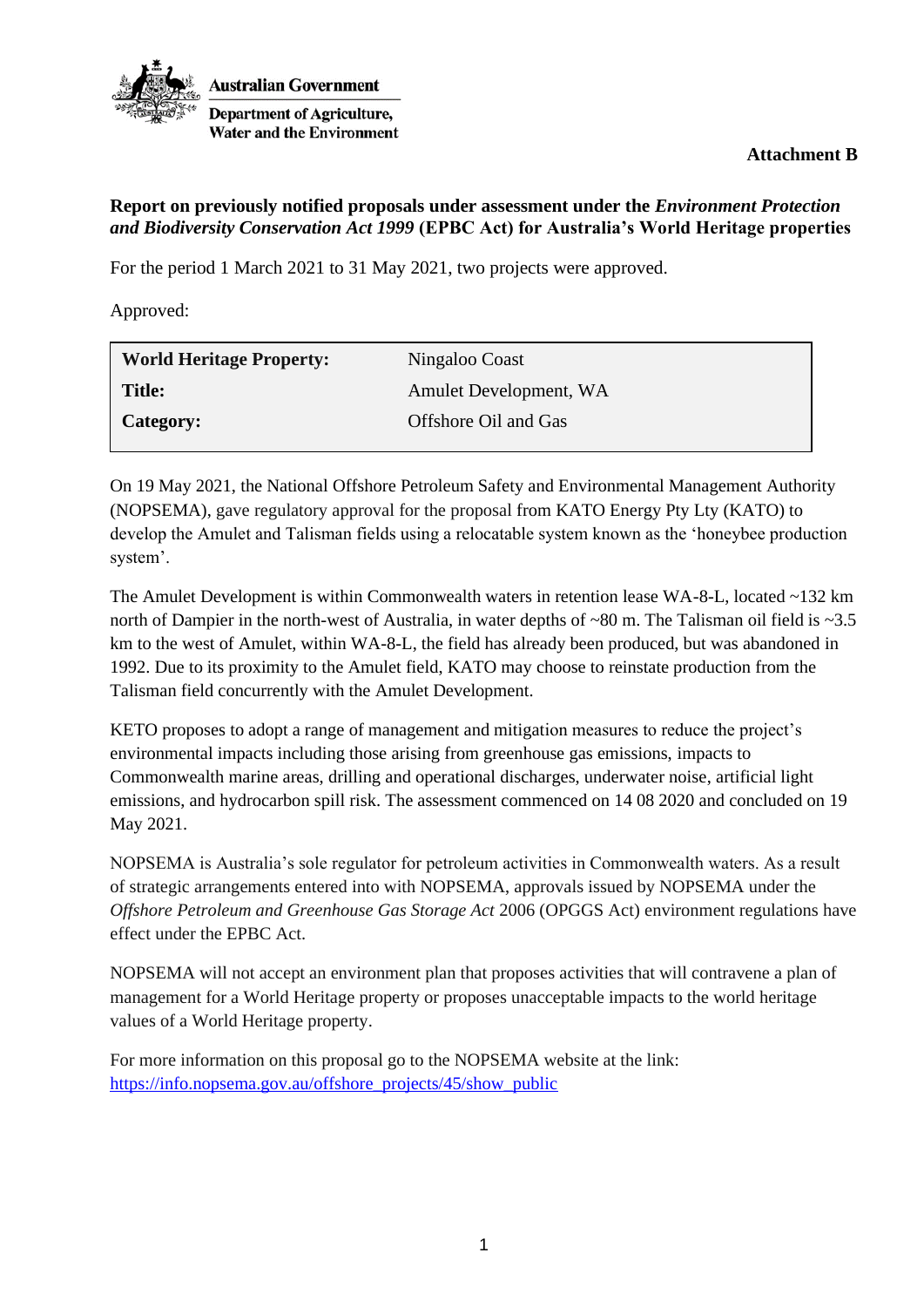Australian Government

Department of Agriculture, Water and the Environment

**Attachment B**

**Report on previously notified proposals under assessment under the *Environment Protection and Biodiversity Conservation Act 1999* (EPBC Act) for Australia's World Heritage properties**

For the period 1 March 2021 to 31 May 2021, two projects were approved.

Approved:

| | |
|---|---|
| **World Heritage Property:** | Ningaloo Coast |
| **Title:** | Amulet Development, WA |
| **Category:** | Offshore Oil and Gas |

On 19 May 2021, the National Offshore Petroleum Safety and Environmental Management Authority (NOPSEMA), gave regulatory approval for the proposal from KATO Energy Pty Lty (KATO) to develop the Amulet and Talisman fields using a relocatable system known as the 'honeybee production system'.

The Amulet Development is within Commonwealth waters in retention lease WA-8-L, located ~132 km north of Dampier in the north-west of Australia, in water depths of ~80 m. The Talisman oil field is ~3.5 km to the west of Amulet, within WA-8-L, the field has already been produced, but was abandoned in 1992. Due to its proximity to the Amulet field, KATO may choose to reinstate production from the Talisman field concurrently with the Amulet Development.

KETO proposes to adopt a range of management and mitigation measures to reduce the project's environmental impacts including those arising from greenhouse gas emissions, impacts to Commonwealth marine areas, drilling and operational discharges, underwater noise, artificial light emissions, and hydrocarbon spill risk. The assessment commenced on 14 08 2020 and concluded on 19 May 2021.

NOPSEMA is Australia's sole regulator for petroleum activities in Commonwealth waters. As a result of strategic arrangements entered into with NOPSEMA, approvals issued by NOPSEMA under the *Offshore Petroleum and Greenhouse Gas Storage Act* 2006 (OPGGS Act) environment regulations have effect under the EPBC Act.

NOPSEMA will not accept an environment plan that proposes activities that will contravene a plan of management for a World Heritage property or proposes unacceptable impacts to the world heritage values of a World Heritage property.

For more information on this proposal go to the NOPSEMA website at the link: https://info.nopsema.gov.au/offshore_projects/45/show_public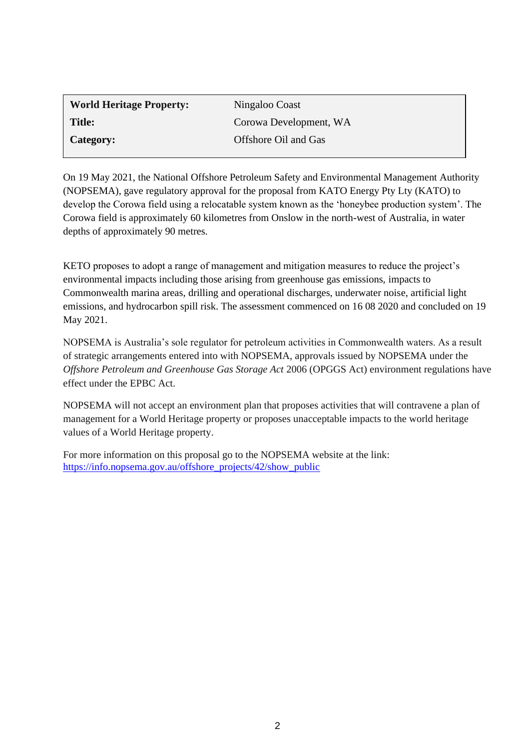| | |
|---|---|
| **World Heritage Property:** | Ningaloo Coast |
| **Title:** | Corowa Development, WA |
| **Category:** | Offshore Oil and Gas |

On 19 May 2021, the National Offshore Petroleum Safety and Environmental Management Authority (NOPSEMA), gave regulatory approval for the proposal from KATO Energy Pty Lty (KATO) to develop the Corowa field using a relocatable system known as the 'honeybee production system'. The Corowa field is approximately 60 kilometres from Onslow in the north-west of Australia, in water depths of approximately 90 metres.

KETO proposes to adopt a range of management and mitigation measures to reduce the project's environmental impacts including those arising from greenhouse gas emissions, impacts to Commonwealth marina areas, drilling and operational discharges, underwater noise, artificial light emissions, and hydrocarbon spill risk. The assessment commenced on 16 08 2020 and concluded on 19 May 2021.

NOPSEMA is Australia's sole regulator for petroleum activities in Commonwealth waters. As a result of strategic arrangements entered into with NOPSEMA, approvals issued by NOPSEMA under the *Offshore Petroleum and Greenhouse Gas Storage Act* 2006 (OPGGS Act) environment regulations have effect under the EPBC Act.

NOPSEMA will not accept an environment plan that proposes activities that will contravene a plan of management for a World Heritage property or proposes unacceptable impacts to the world heritage values of a World Heritage property.

For more information on this proposal go to the NOPSEMA website at the link: [https://info.nopsema.gov.au/offshore_projects/42/show_public](https://info.nopsema.gov.au/offshore_projects/42/show_public)